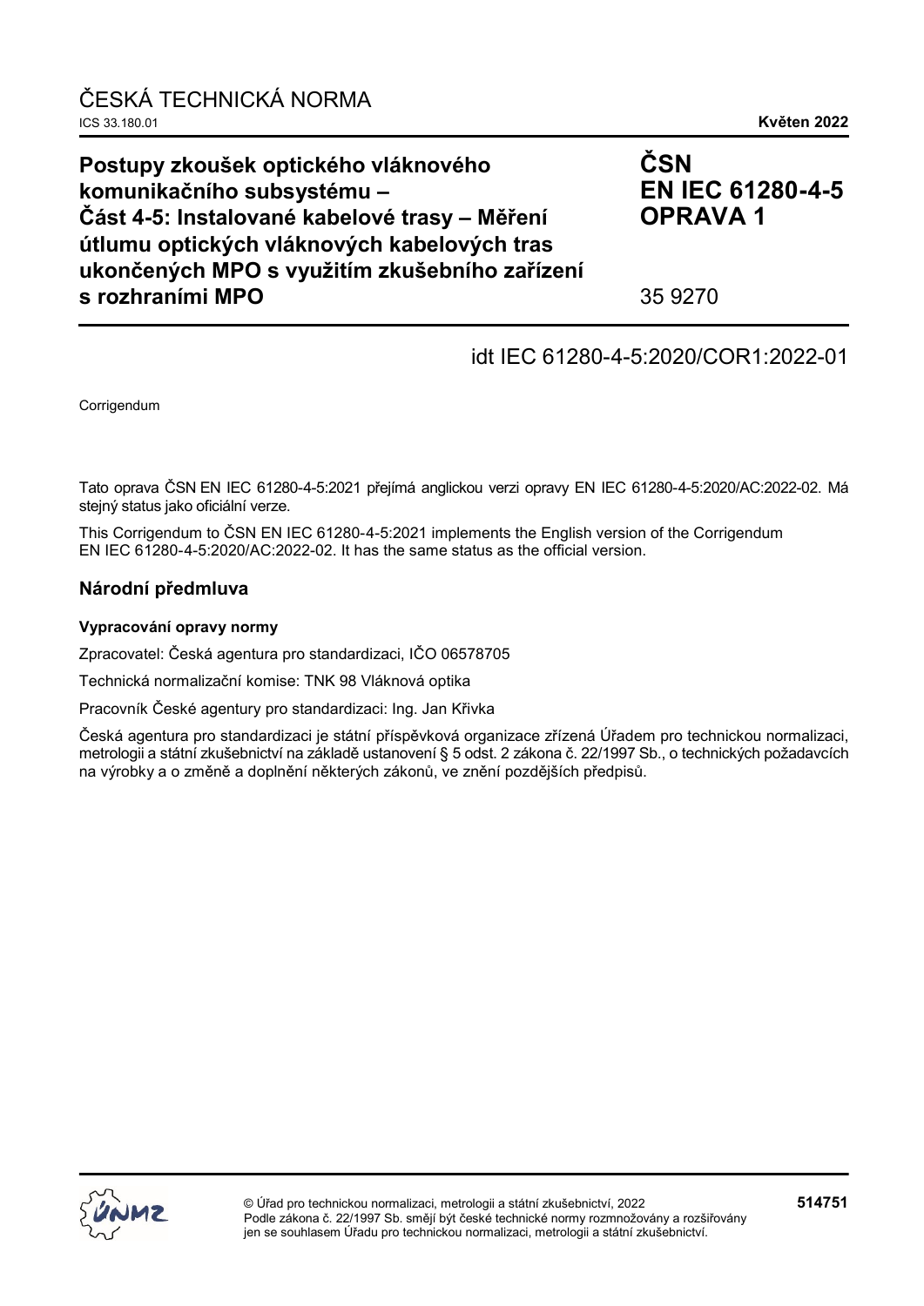ČESKÁ TECHNICKÁ NORMA

ICS 33.180.01

**Květen 2022**

# Postupy zkoušek optického vláknového komunikačního subsystému – Část 4-5: Instalované kabelové trasy – Měření útlumu optických vláknových kabelových tras ukončených MPO s využitím zkušebního zařízení s rozhraními MPO

**ČSN EN IEC 61280-4-5 OPRAVA 1**

35 9270

idt IEC 61280-4-5:2020/COR1:2022-01

Corrigendum

Tato oprava ČSN EN IEC 61280-4-5:2021 přejímá anglickou verzi opravy EN IEC 61280-4-5:2020/AC:2022-02. Má stejný status jako oficiální verze.

This Corrigendum to ČSN EN IEC 61280-4-5:2021 implements the English version of the Corrigendum EN IEC 61280-4-5:2020/AC:2022-02. It has the same status as the official version.

## Národní předmluva

### Vypracování opravy normy

Zpracovatel: Česká agentura pro standardizaci, IČO 06578705

Technická normalizační komise: TNK 98 Vláknová optika

Pracovník České agentury pro standardizaci: Ing. Jan Křivka

Česká agentura pro standardizaci je státní příspěvková organizace zřízená Úřadem pro technickou normalizaci, metrologii a státní zkušebnictví na základě ustanovení § 5 odst. 2 zákona č. 22/1997 Sb., o technických požadavcích na výrobky a o změně a doplnění některých zákonů, ve znění pozdějších předpisů.

© Úřad pro technickou normalizaci, metrologii a státní zkušebnictví, 2022
Podle zákona č. 22/1997 Sb. smějí být české technické normy rozmnožovány a rozšiřovány jen se souhlasem Úřadu pro technickou normalizaci, metrologii a státní zkušebnictví.

**514751**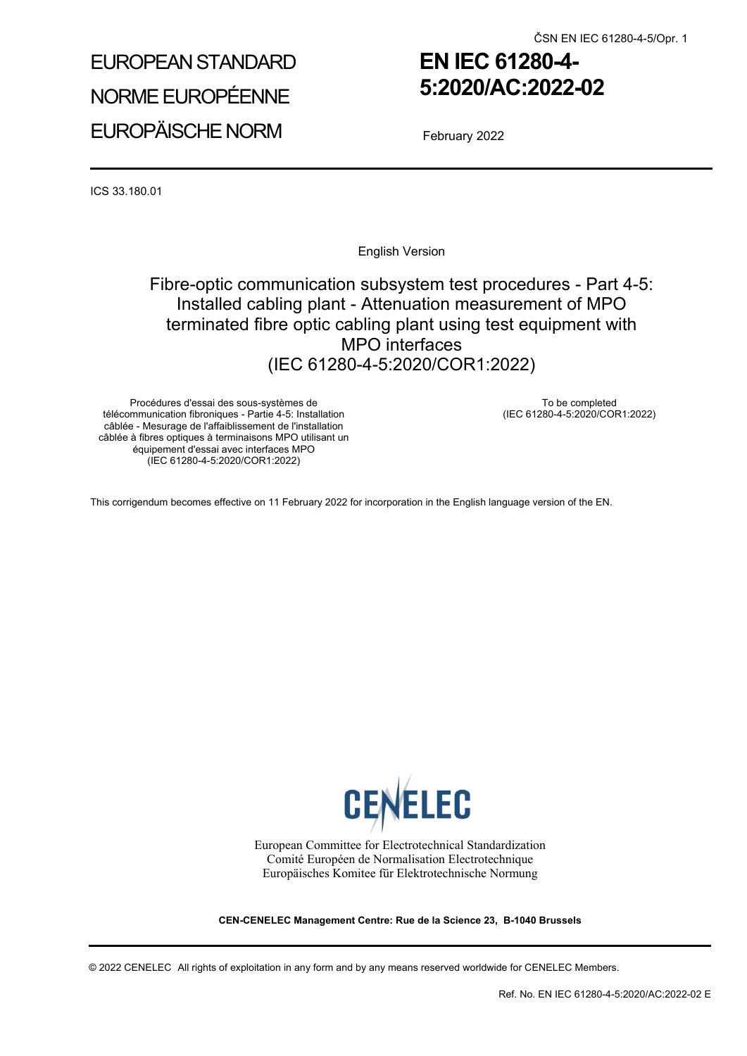ČSN EN IEC 61280-4-5/Opr. 1

EUROPEAN STANDARD

NORME EUROPÉENNE

EUROPÄISCHE NORM

# EN IEC 61280-4-5:2020/AC:2022-02

February 2022

ICS 33.180.01

English Version

## Fibre-optic communication subsystem test procedures - Part 4-5: Installed cabling plant - Attenuation measurement of MPO terminated fibre optic cabling plant using test equipment with MPO interfaces (IEC 61280-4-5:2020/COR1:2022)

Procédures d'essai des sous-systèmes de télécommunication fibroniques - Partie 4-5: Installation câblée - Mesurage de l'affaiblissement de l'installation câblée à fibres optiques à terminaisons MPO utilisant un équipement d'essai avec interfaces MPO (IEC 61280-4-5:2020/COR1:2022)

To be completed (IEC 61280-4-5:2020/COR1:2022)

This corrigendum becomes effective on 11 February 2022 for incorporation in the English language version of the EN.

CENELEC

European Committee for Electrotechnical Standardization
Comité Européen de Normalisation Electrotechnique
Europäisches Komitee für Elektrotechnische Normung

**CEN-CENELEC Management Centre: Rue de la Science 23, B-1040 Brussels**

© 2022 CENELEC All rights of exploitation in any form and by any means reserved worldwide for CENELEC Members.

Ref. No. EN IEC 61280-4-5:2020/AC:2022-02 E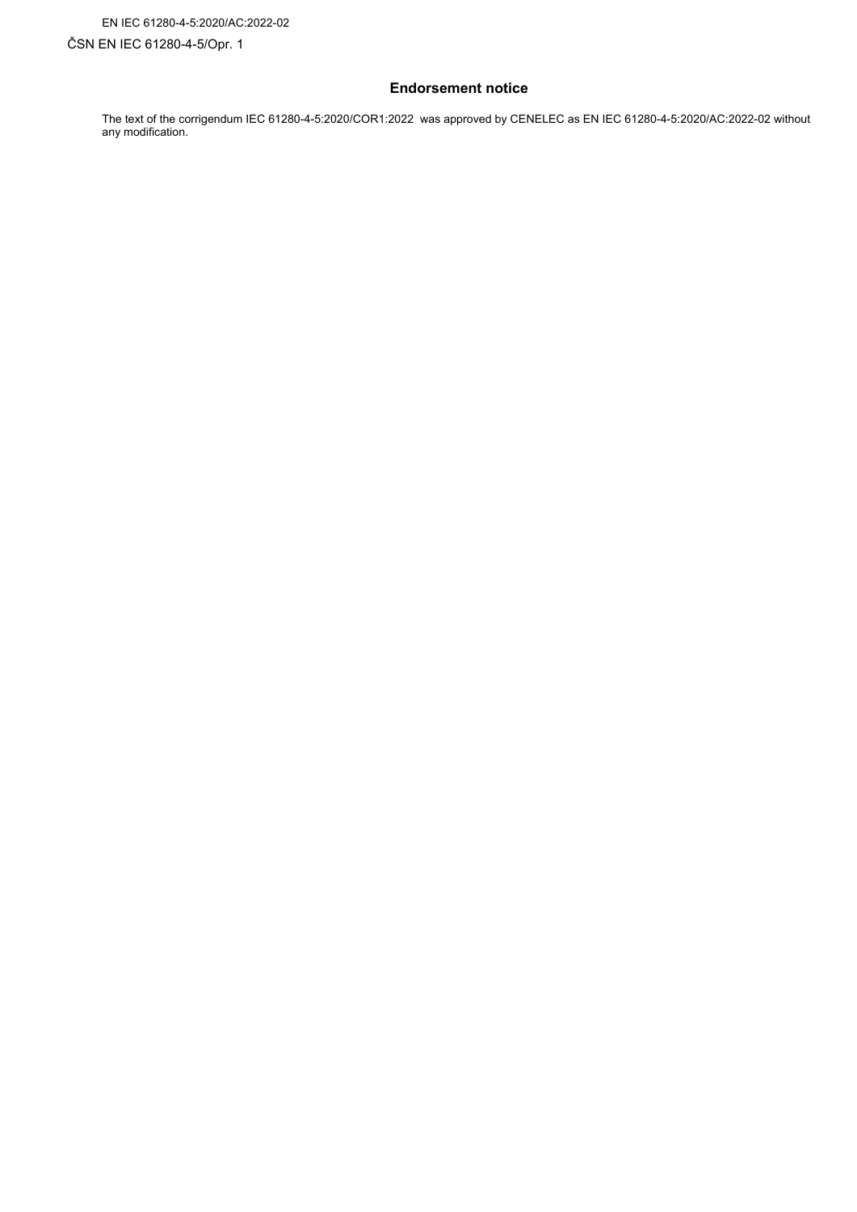## Endorsement notice

The text of the corrigendum IEC 61280-4-5:2020/COR1:2022 was approved by CENELEC as EN IEC 61280-4-5:2020/AC:2022-02 without any modification.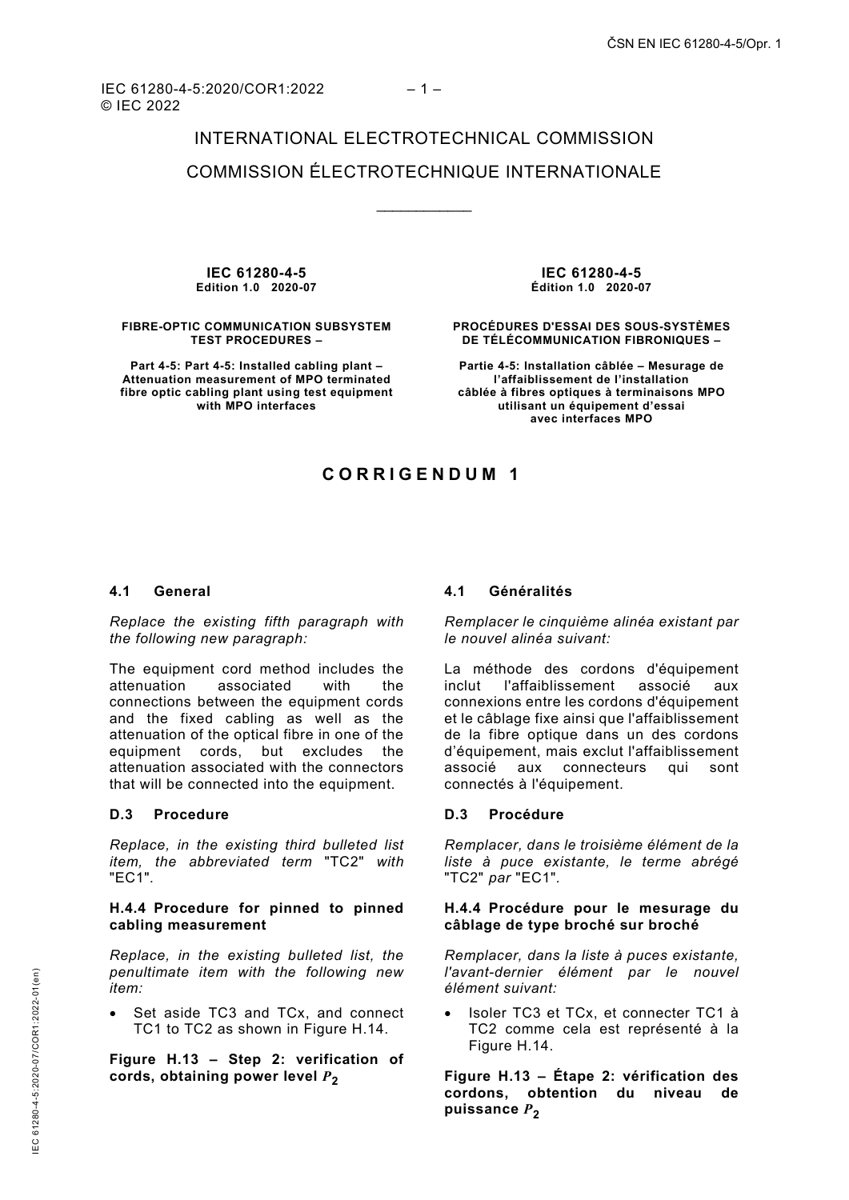INTERNATIONAL ELECTROTECHNICAL COMMISSION

COMMISSION ÉLECTROTECHNIQUE INTERNATIONALE

___________

**IEC 61280-4-5**
**Edition 1.0 2020-07**

**FIBRE-OPTIC COMMUNICATION SUBSYSTEM TEST PROCEDURES –**

**Part 4-5: Part 4-5: Installed cabling plant – Attenuation measurement of MPO terminated fibre optic cabling plant using test equipment with MPO interfaces**

**IEC 61280-4-5**
**Édition 1.0 2020-07**

**PROCÉDURES D'ESSAI DES SOUS-SYSTÈMES DE TÉLÉCOMMUNICATION FIBRONIQUES –**

**Partie 4-5: Installation câblée – Mesurage de l'affaiblissement de l'installation câblée à fibres optiques à terminaisons MPO utilisant un équipement d'essai avec interfaces MPO**

# CORRIGENDUM 1

### 4.1 General

*Replace the existing fifth paragraph with the following new paragraph:*

The equipment cord method includes the attenuation associated with the connections between the equipment cords and the fixed cabling as well as the attenuation of the optical fibre in one of the equipment cords, but excludes the attenuation associated with the connectors that will be connected into the equipment.

### D.3 Procedure

*Replace, in the existing third bulleted list item, the abbreviated term* "TC2" *with* "EC1".

### H.4.4 Procedure for pinned to pinned cabling measurement

*Replace, in the existing bulleted list, the penultimate item with the following new item:*

- Set aside TC3 and TCx, and connect TC1 to TC2 as shown in Figure H.14.

**Figure H.13 – Step 2: verification of cords, obtaining power level $P_2$**

### 4.1 Généralités

*Remplacer le cinquième alinéa existant par le nouvel alinéa suivant:*

La méthode des cordons d'équipement inclut l'affaiblissement associé aux connexions entre les cordons d'équipement et le câblage fixe ainsi que l'affaiblissement de la fibre optique dans un des cordons d'équipement, mais exclut l'affaiblissement associé aux connecteurs qui sont connectés à l'équipement.

### D.3 Procédure

*Remplacer, dans le troisième élément de la liste à puce existante, le terme abrégé* "TC2" *par* "EC1".

### H.4.4 Procédure pour le mesurage du câblage de type broché sur broché

*Remplacer, dans la liste à puces existante, l'avant-dernier élément par le nouvel élément suivant:*

- Isoler TC3 et TCx, et connecter TC1 à TC2 comme cela est représenté à la Figure H.14.

**Figure H.13 – Étape 2: vérification des cordons, obtention du niveau de puissance $P_2$**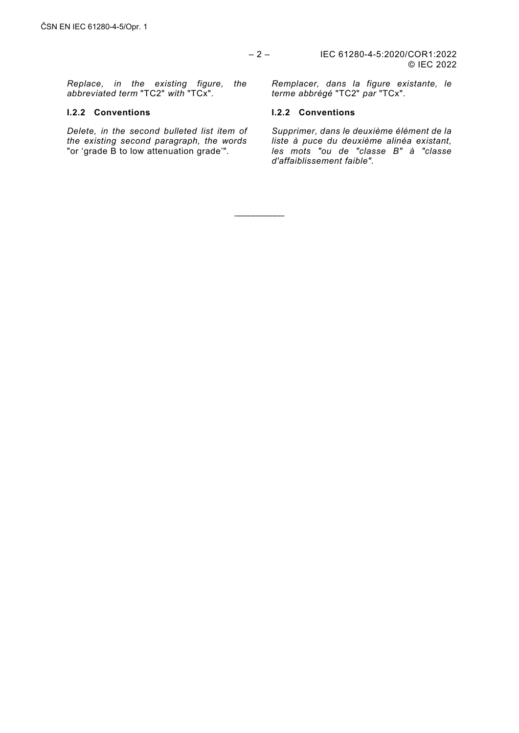*Replace, in the existing figure, the abbreviated term* "TC2" *with* "TCx".

*Remplacer, dans la figure existante, le terme abbrégé* "TC2" *par* "TCx".

**I.2.2 Conventions**

*Delete, in the second bulleted list item of the existing second paragraph, the words* "or 'grade B to low attenuation grade'".

**I.2.2 Conventions**

*Supprimer, dans le deuxième élément de la liste à puce du deuxième alinéa existant, les mots "ou de "classe B" à "classe d'affaiblissement faible".*

___________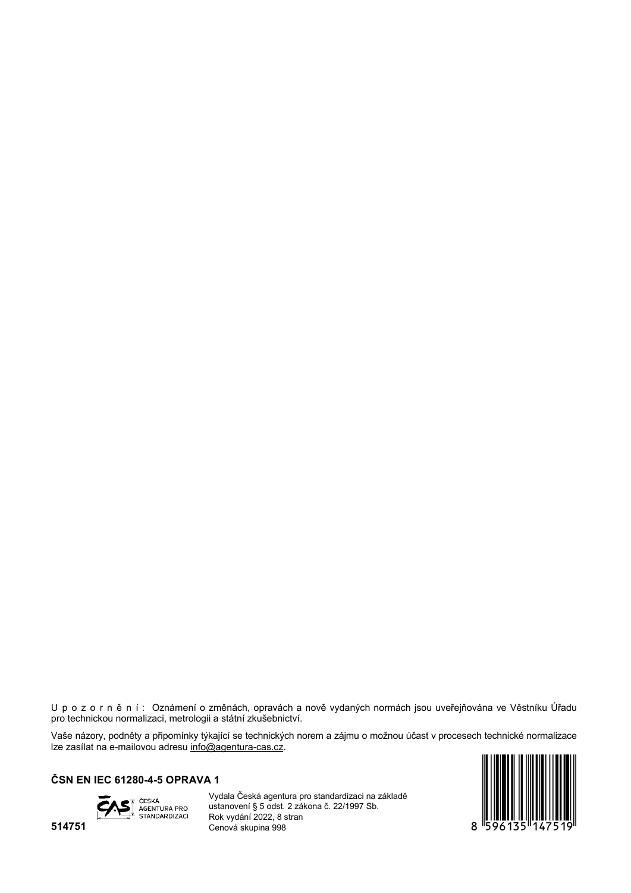Upozornění: Oznámení o změnách, opravách a nově vydaných normách jsou uveřejňována ve Věstníku Úřadu pro technickou normalizaci, metrologii a státní zkušebnictví.

Vaše názory, podněty a připomínky týkající se technických norem a zájmu o možnou účast v procesech technické normalizace lze zasílat na e-mailovou adresu info@agentura-cas.cz.

**ČSN EN IEC 61280-4-5 OPRAVA 1**

ČESKÁ AGENTURA PRO STANDARDIZACI

Vydala Česká agentura pro standardizaci na základě ustanovení § 5 odst. 2 zákona č. 22/1997 Sb.
Rok vydání 2022, 8 stran
Cenová skupina 998

**514751**

8 596135 147519